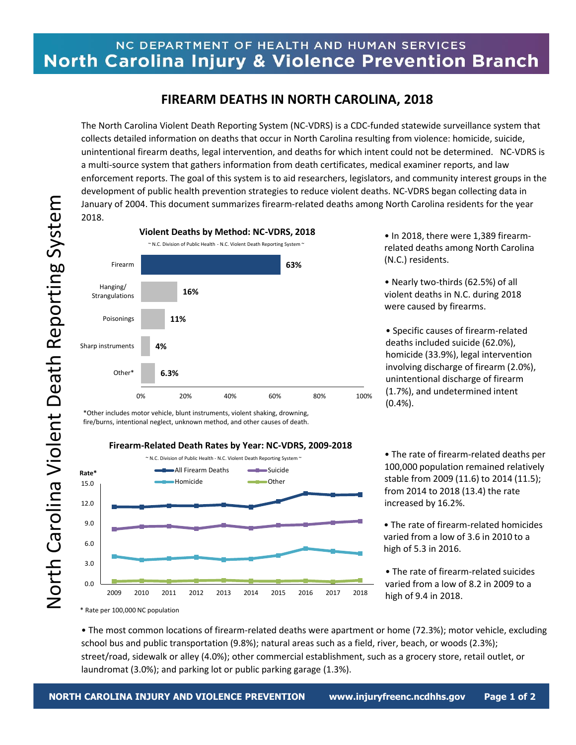# FIREARM DEATHS IN NORTH CAROLINA, 2018

The North Carolina Violent Death Reporting System (NC-VDRS) is a CDC-funded statewide surveillance system that collects detailed information on deaths that occur in North Carolina resulting from violence: homicide, suicide, unintentional firearm deaths, legal intervention, and deaths for which intent could not be determined. NC-VDRS is a multi-source system that gathers information from death certificates, medical examiner reports, and law enforcement reports. The goal of this system is to aid researchers, legislators, and community interest groups in the development of public health prevention strategies to reduce violent deaths. NC-VDRS began collecting data in January of 2004. This document summarizes firearm-related deaths among North Carolina residents for the year 2018.

**Violent Deaths by Method: NC-VDRS, 2018**

~ N.C. Division of Public Health - N.C. Violent Death Reporting System ~

| Method | Percent |
|---|---|
| Firearm | 63% |
| Hanging/ Strangulations | 16% |
| Poisonings | 11% |
| Sharp instruments | 4% |
| Other* | 6.3% |

*Other includes motor vehicle, blunt instruments, violent shaking, drowning, fire/burns, intentional neglect, unknown method, and other causes of death.

- In 2018, there were 1,389 firearm-related deaths among North Carolina (N.C.) residents.
- Nearly two-thirds (62.5%) of all violent deaths in N.C. during 2018 were caused by firearms.
- Specific causes of firearm-related deaths included suicide (62.0%), homicide (33.9%), legal intervention involving discharge of firearm (2.0%), unintentional discharge of firearm (1.7%), and undetermined intent (0.4%).

**Firearm-Related Death Rates by Year: NC-VDRS, 2009-2018**

~ N.C. Division of Public Health - N.C. Violent Death Reporting System ~

Series: All Firearm Deaths, Suicide, Homicide, Other (Rate* by year, 2009–2018)

\* Rate per 100,000 NC population

- The rate of firearm-related deaths per 100,000 population remained relatively stable from 2009 (11.6) to 2014 (11.5); from 2014 to 2018 (13.4) the rate increased by 16.2%.
- The rate of firearm-related homicides varied from a low of 3.6 in 2010 to a high of 5.3 in 2016.
- The rate of firearm-related suicides varied from a low of 8.2 in 2009 to a high of 9.4 in 2018.

- The most common locations of firearm-related deaths were apartment or home (72.3%); motor vehicle, excluding school bus and public transportation (9.8%); natural areas such as a field, river, beach, or woods (2.3%); street/road, sidewalk or alley (4.0%); other commercial establishment, such as a grocery store, retail outlet, or laundromat (3.0%); and parking lot or public parking garage (1.3%).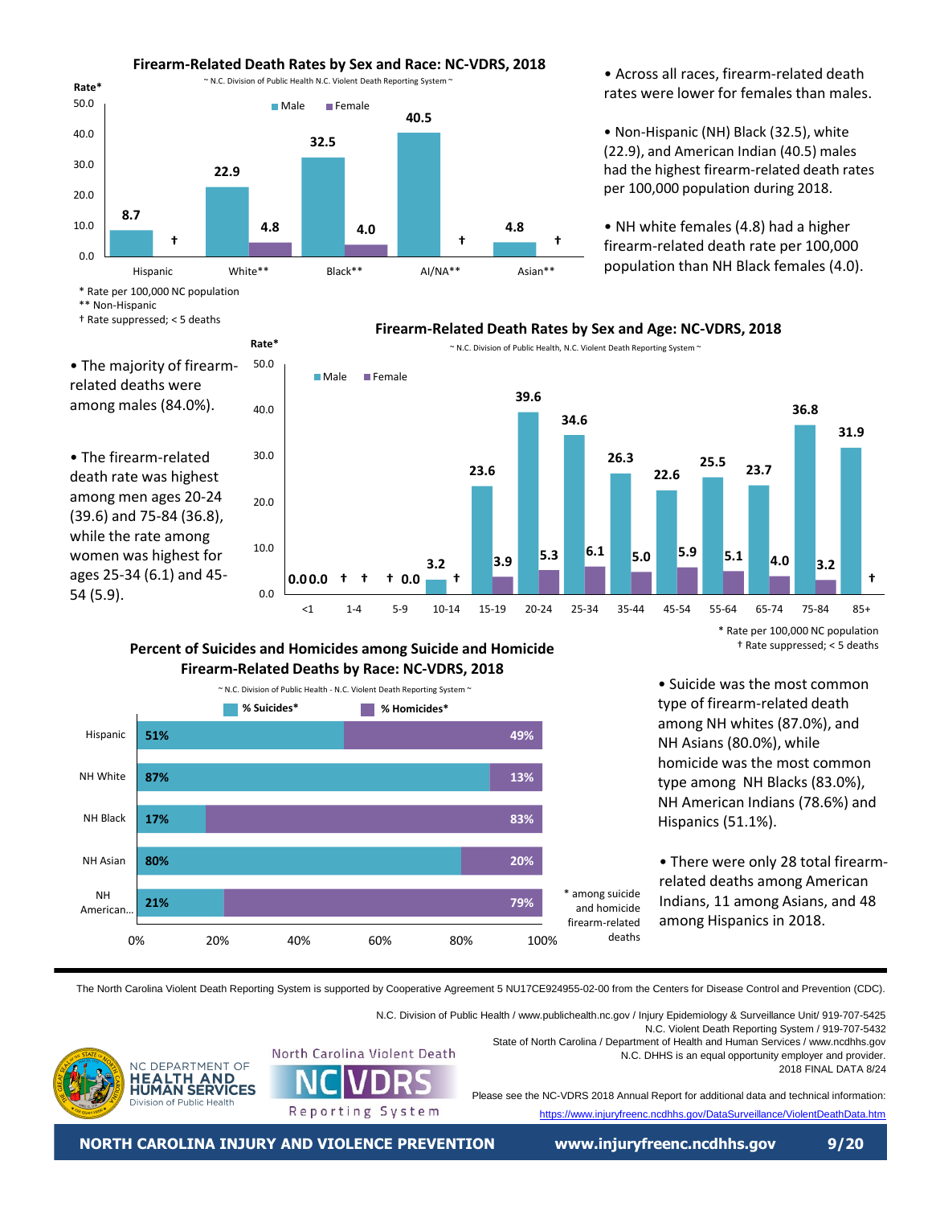**Firearm-Related Death Rates by Sex and Race: NC-VDRS, 2018**

~ N.C. Division of Public Health N.C. Violent Death Reporting System ~

Rate*

Male Female

Hispanic: 8.7, †
White**: 22.9, 4.8
Black**: 32.5, 4.0
AI/NA**: 40.5, †
Asian**: 4.8, †

\* Rate per 100,000 NC population
\** Non-Hispanic
† Rate suppressed; < 5 deaths

- Across all races, firearm-related death rates were lower for females than males.
- Non-Hispanic (NH) Black (32.5), white (22.9), and American Indian (40.5) males had the highest firearm-related death rates per 100,000 population during 2018.
- NH white females (4.8) had a higher firearm-related death rate per 100,000 population than NH Black females (4.0).

**Firearm-Related Death Rates by Sex and Age: NC-VDRS, 2018**

~ N.C. Division of Public Health, N.C. Violent Death Reporting System ~

Rate*

Male Female

<1: 0.0, 0.0
1-4: 0.0, †
5-9: †, †
10-14: 3.2, †
15-19: 23.6, 3.9
20-24: 39.6, 5.3
25-34: 34.6, 6.1
35-44: 26.3, 5.0
45-54: 22.6, 5.9
55-64: 25.5, 5.1
65-74: 23.7, 4.0
75-84: 36.8, 3.2
85+: 31.9, †

\* Rate per 100,000 NC population
† Rate suppressed; < 5 deaths

- The majority of firearm-related deaths were among males (84.0%).
- The firearm-related death rate was highest among men ages 20-24 (39.6) and 75-84 (36.8), while the rate among women was highest for ages 25-34 (6.1) and 45-54 (5.9).

**Percent of Suicides and Homicides among Suicide and Homicide Firearm-Related Deaths by Race: NC-VDRS, 2018**

~ N.C. Division of Public Health - N.C. Violent Death Reporting System ~

% Suicides* % Homicides*

Hispanic: 51%, 49%
NH White: 87%, 13%
NH Black: 17%, 83%
NH Asian: 80%, 20%
NH American...: 21%, 79%

0% 20% 40% 60% 80% 100%

\* among suicide and homicide firearm-related deaths

- Suicide was the most common type of firearm-related death among NH whites (87.0%), and NH Asians (80.0%), while homicide was the most common type among NH Blacks (83.0%), NH American Indians (78.6%) and Hispanics (51.1%).
- There were only 28 total firearm-related deaths among American Indians, 11 among Asians, and 48 among Hispanics in 2018.

The North Carolina Violent Death Reporting System is supported by Cooperative Agreement 5 NU17CE924955-02-00 from the Centers for Disease Control and Prevention (CDC).

N.C. Division of Public Health / www.publichealth.nc.gov / Injury Epidemiology & Surveillance Unit/ 919-707-5425
N.C. Violent Death Reporting System / 919-707-5432
State of North Carolina / Department of Health and Human Services / www.ncdhhs.gov
N.C. DHHS is an equal opportunity employer and provider.
2018 FINAL DATA 8/24

NC DEPARTMENT OF HEALTH AND HUMAN SERVICES Division of Public Health

North Carolina Violent Death NC VDRS Reporting System

Please see the NC-VDRS 2018 Annual Report for additional data and technical information:
https://www.injuryfreenc.ncdhhs.gov/DataSurveillance/ViolentDeathData.htm

NORTH CAROLINA INJURY AND VIOLENCE PREVENTION www.injuryfreenc.ncdhhs.gov